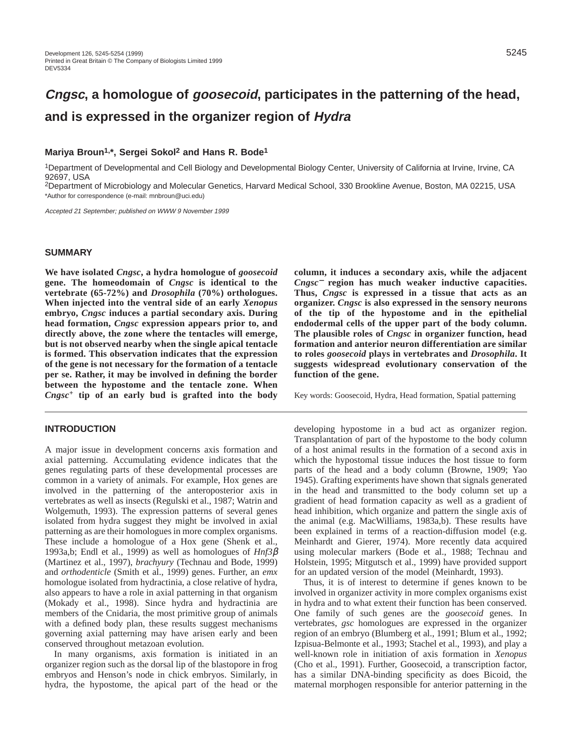# *Cngsc*, a homologue of *goosecoid*, participates in the patterning of the head, and is expressed in the organizer region of *Hydra*

**Mariya Broun[1,*], Sergei Sokol[2] and Hans R. Bode[1]**

[1]Department of Developmental and Cell Biology and Developmental Biology Center, University of California at Irvine, Irvine, CA 92697, USA
[2]Department of Microbiology and Molecular Genetics, Harvard Medical School, 330 Brookline Avenue, Boston, MA 02215, USA
*Author for correspondence (e-mail: mnbroun@uci.edu)

*Accepted 21 September; published on WWW 9 November 1999*

## SUMMARY

**We have isolated *Cngsc*, a hydra homologue of *goosecoid* gene. The homeodomain of *Cngsc* is identical to the vertebrate (65-72%) and *Drosophila* (70%) orthologues. When injected into the ventral side of an early *Xenopus* embryo, *Cngsc* induces a partial secondary axis. During head formation, *Cngsc* expression appears prior to, and directly above, the zone where the tentacles will emerge, but is not observed nearby when the single apical tentacle is formed. This observation indicates that the expression of the gene is not necessary for the formation of a tentacle per se. Rather, it may be involved in defining the border between the hypostome and the tentacle zone. When *Cngsc*$^{+}$ tip of an early bud is grafted into the body column, it induces a secondary axis, while the adjacent *Cngsc*$^{-}$ region has much weaker inductive capacities. Thus, *Cngsc* is expressed in a tissue that acts as an organizer. *Cngsc* is also expressed in the sensory neurons of the tip of the hypostome and in the epithelial endodermal cells of the upper part of the body column. The plausible roles of *Cngsc* in organizer function, head formation and anterior neuron differentiation are similar to roles *goosecoid* plays in vertebrates and *Drosophila*. It suggests widespread evolutionary conservation of the function of the gene.**

Key words: Goosecoid, Hydra, Head formation, Spatial patterning

## INTRODUCTION

A major issue in development concerns axis formation and axial patterning. Accumulating evidence indicates that the genes regulating parts of these developmental processes are common in a variety of animals. For example, Hox genes are involved in the patterning of the anteroposterior axis in vertebrates as well as insects (Regulski et al., 1987; Watrin and Wolgemuth, 1993). The expression patterns of several genes isolated from hydra suggest they might be involved in axial patterning as are their homologues in more complex organisms. These include a homologue of a Hox gene (Shenk et al., 1993a,b; Endl et al., 1999) as well as homologues of *Hnf3β* (Martinez et al., 1997), *brachyury* (Technau and Bode, 1999) and *orthodenticle* (Smith et al., 1999) genes. Further, an *emx* homologue isolated from hydractinia, a close relative of hydra, also appears to have a role in axial patterning in that organism (Mokady et al., 1998). Since hydra and hydractinia are members of the Cnidaria, the most primitive group of animals with a defined body plan, these results suggest mechanisms governing axial patterning may have arisen early and been conserved throughout metazoan evolution.

In many organisms, axis formation is initiated in an organizer region such as the dorsal lip of the blastopore in frog embryos and Henson's node in chick embryos. Similarly, in hydra, the hypostome, the apical part of the head or the developing hypostome in a bud act as organizer region. Transplantation of part of the hypostome to the body column of a host animal results in the formation of a second axis in which the hypostomal tissue induces the host tissue to form parts of the head and a body column (Browne, 1909; Yao 1945). Grafting experiments have shown that signals generated in the head and transmitted to the body column set up a gradient of head formation capacity as well as a gradient of head inhibition, which organize and pattern the single axis of the animal (e.g. MacWilliams, 1983a,b). These results have been explained in terms of a reaction-diffusion model (e.g. Meinhardt and Gierer, 1974). More recently data acquired using molecular markers (Bode et al., 1988; Technau and Holstein, 1995; Mitgutsch et al., 1999) have provided support for an updated version of the model (Meinhardt, 1993).

Thus, it is of interest to determine if genes known to be involved in organizer activity in more complex organisms exist in hydra and to what extent their function has been conserved. One family of such genes are the *goosecoid* genes. In vertebrates, *gsc* homologues are expressed in the organizer region of an embryo (Blumberg et al., 1991; Blum et al., 1992; Izpisua-Belmonte et al., 1993; Stachel et al., 1993), and play a well-known role in initiation of axis formation in *Xenopus* (Cho et al., 1991). Further, Goosecoid, a transcription factor, has a similar DNA-binding specificity as does Bicoid, the maternal morphogen responsible for anterior patterning in the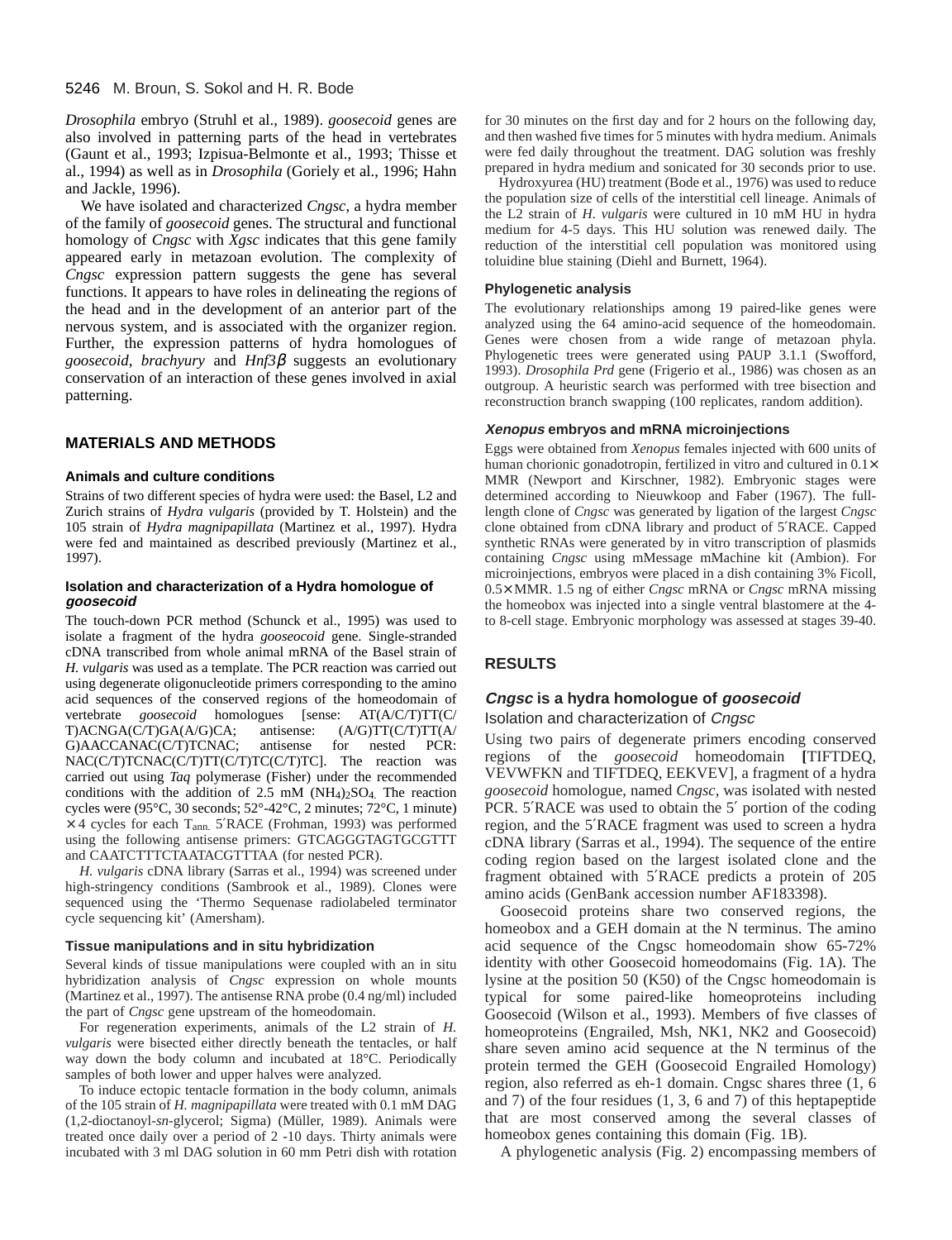*Drosophila* embryo (Struhl et al., 1989). *goosecoid* genes are also involved in patterning parts of the head in vertebrates (Gaunt et al., 1993; Izpisua-Belmonte et al., 1993; Thisse et al., 1994) as well as in *Drosophila* (Goriely et al., 1996; Hahn and Jackle, 1996).

We have isolated and characterized *Cngsc*, a hydra member of the family of *goosecoid* genes. The structural and functional homology of *Cngsc* with *Xgsc* indicates that this gene family appeared early in metazoan evolution. The complexity of *Cngsc* expression pattern suggests the gene has several functions. It appears to have roles in delineating the regions of the head and in the development of an anterior part of the nervous system, and is associated with the organizer region. Further, the expression patterns of hydra homologues of *goosecoid*, *brachyury* and *Hnf3β* suggests an evolutionary conservation of an interaction of these genes involved in axial patterning.

## MATERIALS AND METHODS

### Animals and culture conditions

Strains of two different species of hydra were used: the Basel, L2 and Zurich strains of *Hydra vulgaris* (provided by T. Holstein) and the 105 strain of *Hydra magnipapillata* (Martinez et al., 1997). Hydra were fed and maintained as described previously (Martinez et al., 1997).

### Isolation and characterization of a Hydra homologue of *goosecoid*

The touch-down PCR method (Schunck et al., 1995) was used to isolate a fragment of the hydra *gooseocoid* gene. Single-stranded cDNA transcribed from whole animal mRNA of the Basel strain of *H. vulgaris* was used as a template. The PCR reaction was carried out using degenerate oligonucleotide primers corresponding to the amino acid sequences of the conserved regions of the homeodomain of vertebrate *goosecoid* homologues [sense: AT(A/C/T)TT(C/T)ACNGA(C/T)GA(A/G)CA; antisense: (A/G)TT(C/T)TT(A/G)AACCANAC(C/T)TCNAC; antisense for nested PCR: NAC(C/T)TCNAC(C/T)TT(C/T)TC(C/T)TC]. The reaction was carried out using *Taq* polymerase (Fisher) under the recommended conditions with the addition of 2.5 mM $(NH_4)_2SO_4$. The reaction cycles were (95°C, 30 seconds; 52°-42°C, 2 minutes; 72°C, 1 minute) ×4 cycles for each $T_{ann.}$ 5′RACE (Frohman, 1993) was performed using the following antisense primers: GTCAGGGTAGTGCGTTT and CAATCTTTCTAATACGTTTAA (for nested PCR).

*H. vulgaris* cDNA library (Sarras et al., 1994) was screened under high-stringency conditions (Sambrook et al., 1989). Clones were sequenced using the 'Thermo Sequenase radiolabeled terminator cycle sequencing kit' (Amersham).

### Tissue manipulations and in situ hybridization

Several kinds of tissue manipulations were coupled with an in situ hybridization analysis of *Cngsc* expression on whole mounts (Martinez et al., 1997). The antisense RNA probe (0.4 ng/ml) included the part of *Cngsc* gene upstream of the homeodomain.

For regeneration experiments, animals of the L2 strain of *H. vulgaris* were bisected either directly beneath the tentacles, or half way down the body column and incubated at 18°C. Periodically samples of both lower and upper halves were analyzed.

To induce ectopic tentacle formation in the body column, animals of the 105 strain of *H. magnipapillata* were treated with 0.1 mM DAG (1,2-dioctanoyl-*sn*-glycerol; Sigma) (Müller, 1989). Animals were treated once daily over a period of 2 -10 days. Thirty animals were incubated with 3 ml DAG solution in 60 mm Petri dish with rotation for 30 minutes on the first day and for 2 hours on the following day, and then washed five times for 5 minutes with hydra medium. Animals were fed daily throughout the treatment. DAG solution was freshly prepared in hydra medium and sonicated for 30 seconds prior to use.

Hydroxyurea (HU) treatment (Bode et al., 1976) was used to reduce the population size of cells of the interstitial cell lineage. Animals of the L2 strain of *H. vulgaris* were cultured in 10 mM HU in hydra medium for 4-5 days. This HU solution was renewed daily. The reduction of the interstitial cell population was monitored using toluidine blue staining (Diehl and Burnett, 1964).

### Phylogenetic analysis

The evolutionary relationships among 19 paired-like genes were analyzed using the 64 amino-acid sequence of the homeodomain. Genes were chosen from a wide range of metazoan phyla. Phylogenetic trees were generated using PAUP 3.1.1 (Swofford, 1993). *Drosophila Prd* gene (Frigerio et al., 1986) was chosen as an outgroup. A heuristic search was performed with tree bisection and reconstruction branch swapping (100 replicates, random addition).

### *Xenopus* embryos and mRNA microinjections

Eggs were obtained from *Xenopus* females injected with 600 units of human chorionic gonadotropin, fertilized in vitro and cultured in 0.1× MMR (Newport and Kirschner, 1982). Embryonic stages were determined according to Nieuwkoop and Faber (1967). The full-length clone of *Cngsc* was generated by ligation of the largest *Cngsc* clone obtained from cDNA library and product of 5′RACE. Capped synthetic RNAs were generated by in vitro transcription of plasmids containing *Cngsc* using mMessage mMachine kit (Ambion). For microinjections, embryos were placed in a dish containing 3% Ficoll, 0.5× MMR. 1.5 ng of either *Cngsc* mRNA or *Cngsc* mRNA missing the homeobox was injected into a single ventral blastomere at the 4- to 8-cell stage. Embryonic morphology was assessed at stages 39-40.

## RESULTS

### *Cngsc* is a hydra homologue of *goosecoid*

#### Isolation and characterization of *Cngsc*

Using two pairs of degenerate primers encoding conserved regions of the *goosecoid* homeodomain [TIFTDEQ, VEVWFKN and TIFTDEQ, EEKVEV], a fragment of a hydra *goosecoid* homologue, named *Cngsc*, was isolated with nested PCR. 5′RACE was used to obtain the 5′ portion of the coding region, and the 5′RACE fragment was used to screen a hydra cDNA library (Sarras et al., 1994). The sequence of the entire coding region based on the largest isolated clone and the fragment obtained with 5′RACE predicts a protein of 205 amino acids (GenBank accession number AF183398).

Goosecoid proteins share two conserved regions, the homeobox and a GEH domain at the N terminus. The amino acid sequence of the Cngsc homeodomain show 65-72% identity with other Goosecoid homeodomains (Fig. 1A). The lysine at the position 50 (K50) of the Cngsc homeodomain is typical for some paired-like homeoproteins including Goosecoid (Wilson et al., 1993). Members of five classes of homeoproteins (Engrailed, Msh, NK1, NK2 and Goosecoid) share seven amino acid sequence at the N terminus of the protein termed the GEH (Goosecoid Engrailed Homology) region, also referred as eh-1 domain. Cngsc shares three (1, 6 and 7) of the four residues (1, 3, 6 and 7) of this heptapeptide that are most conserved among the several classes of homeobox genes containing this domain (Fig. 1B).

A phylogenetic analysis (Fig. 2) encompassing members of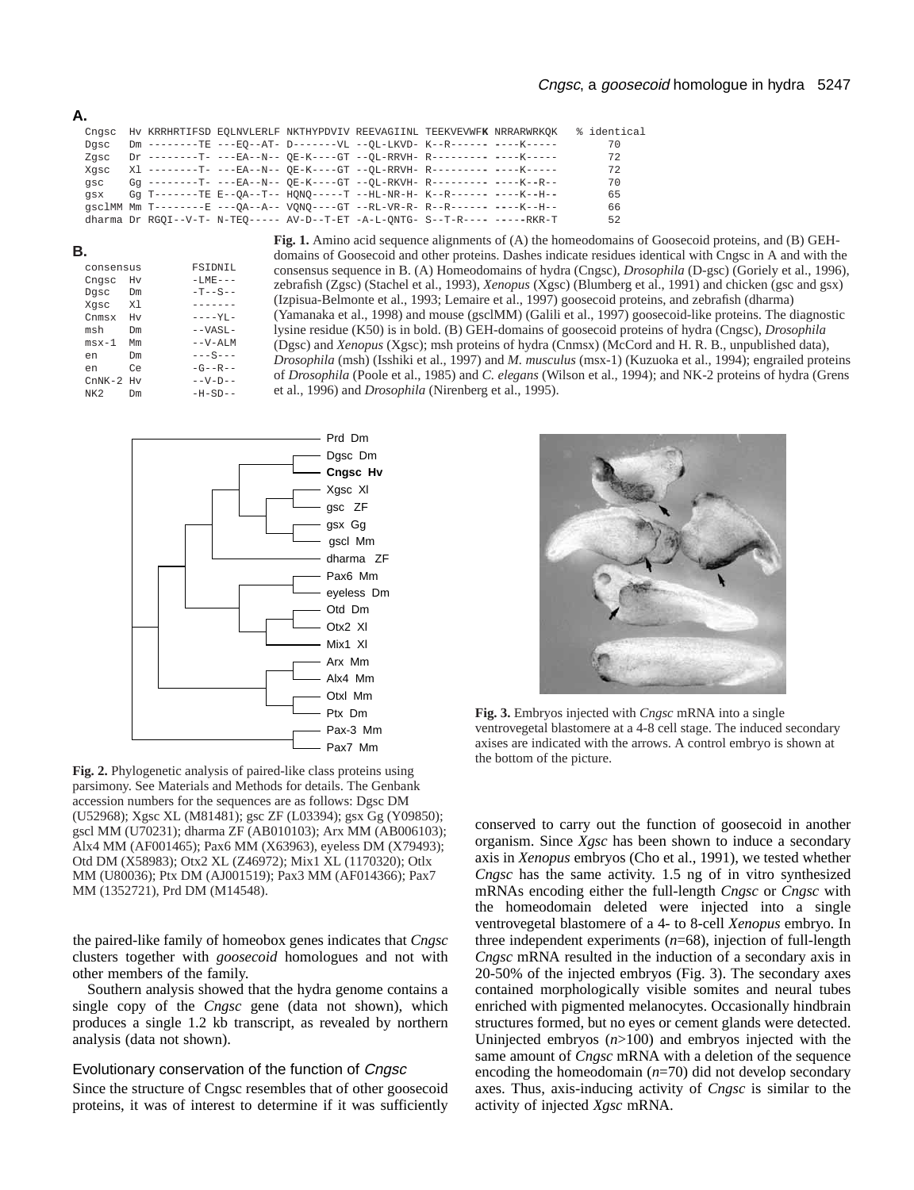**A.**

```
 Cngsc  Hv KRRHRTIFSD EQLNVLERLF NKTHYPDVIV REEVAGIINL TEEKVEVWFK NRRARWRKQK   % identical
 Dgsc   Dm --------TE ---EQ--AT- D-------VL --QL-LKVD- K--R------ ----K-----       70
 Zgsc   Dr --------T- ---EA--N-- QE-K----GT --QL-RRVH- R--------- ----K-----       72
 Xgsc   Xl --------T- ---EA--N-- QE-K----GT --QL-RRVH- R--------- ----K-----       72
 gsc    Gg --------T- ---EA--N-- QE-K----GT --QL-RKVH- R--------- ----K--R--       70
 gsx    Gg T-------TE E--QA--T-- HQNQ-----T --HL-NR-H- K--R------ ----K--H--       65
 gsclMM Mm T--------E ---QA--A-- VQNQ----GT --RL-VR-R- R--R------ ----K--H--       66
 dharma Dr RGQI--V-T- N-TEQ----- AV-D--T-ET -A-L-QNTG- S--T-R---- -----RKR-T       52
```

**B.**

```
 consensus     FSIDNIL
 Cngsc  Hv     -LME---
 Dgsc   Dm     -T--S--
 Xgsc   Xl     -------
 Cnmsx  Hv     ----YL-
 msh    Dm     --VASL-
 msx-1  Mm     --V-ALM
 en     Dm     ---S---
 en     Ce     -G--R--
 CnNK-2 Hv     --V-D--
 NK2    Dm     -H-SD--
```

**Fig. 1.** Amino acid sequence alignments of (A) the homeodomains of Goosecoid proteins, and (B) GEH-domains of Goosecoid and other proteins. Dashes indicate residues identical with Cngsc in A and with the consensus sequence in B. (A) Homeodomains of hydra (Cngsc), *Drosophila* (D-gsc) (Goriely et al., 1996), zebrafish (Zgsc) (Stachel et al., 1993), *Xenopus* (Xgsc) (Blumberg et al., 1991) and chicken (gsc and gsx) (Izpisua-Belmonte et al., 1993; Lemaire et al., 1997) goosecoid proteins, and zebrafish (dharma) (Yamanaka et al., 1998) and mouse (gsclMM) (Galili et al., 1997) goosecoid-like proteins. The diagnostic lysine residue (K50) is in bold. (B) GEH-domains of goosecoid proteins of hydra (Cngsc), *Drosophila* (Dgsc) and *Xenopus* (Xgsc); msh proteins of hydra (Cnmsx) (McCord and H. R. B., unpublished data), *Drosophila* (msh) (Isshiki et al., 1997) and *M. musculus* (msx-1) (Kuzuoka et al., 1994); engrailed proteins of *Drosophila* (Poole et al., 1985) and *C. elegans* (Wilson et al., 1994); and NK-2 proteins of hydra (Grens et al., 1996) and *Drosophila* (Nirenberg et al., 1995).

**Fig. 2.** Phylogenetic analysis of paired-like class proteins using parsimony. See Materials and Methods for details. The Genbank accession numbers for the sequences are as follows: Dgsc DM (U52968); Xgsc XL (M81481); gsc ZF (L03394); gsx Gg (Y09850); gscl MM (U70231); dharma ZF (AB010103); Arx MM (AB006103); Alx4 MM (AF001465); Pax6 MM (X63963), eyeless DM (X79493); Otd DM (X58983); Otx2 XL (Z46972); Mix1 XL (1170320); Otlx MM (U80036); Ptx DM (AJ001519); Pax3 MM (AF014366); Pax7 MM (1352721), Prd DM (M14548).

**Fig. 3.** Embryos injected with *Cngsc* mRNA into a single ventrovegetal blastomere at a 4-8 cell stage. The induced secondary axises are indicated with the arrows. A control embryo is shown at the bottom of the picture.

the paired-like family of homeobox genes indicates that *Cngsc* clusters together with *goosecoid* homologues and not with other members of the family.

Southern analysis showed that the hydra genome contains a single copy of the *Cngsc* gene (data not shown), which produces a single 1.2 kb transcript, as revealed by northern analysis (data not shown).

### Evolutionary conservation of the function of *Cngsc*

Since the structure of Cngsc resembles that of other goosecoid proteins, it was of interest to determine if it was sufficiently conserved to carry out the function of goosecoid in another organism. Since *Xgsc* has been shown to induce a secondary axis in *Xenopus* embryos (Cho et al., 1991), we tested whether *Cngsc* has the same activity. 1.5 ng of in vitro synthesized mRNAs encoding either the full-length *Cngsc* or *Cngsc* with the homeodomain deleted were injected into a single ventrovegetal blastomere of a 4- to 8-cell *Xenopus* embryo. In three independent experiments ($n$=68), injection of full-length *Cngsc* mRNA resulted in the induction of a secondary axis in 20-50% of the injected embryos (Fig. 3). The secondary axes contained morphologically visible somites and neural tubes enriched with pigmented melanocytes. Occasionally hindbrain structures formed, but no eyes or cement glands were detected. Uninjected embryos ($n$>100) and embryos injected with the same amount of *Cngsc* mRNA with a deletion of the sequence encoding the homeodomain ($n$=70) did not develop secondary axes. Thus, axis-inducing activity of *Cngsc* is similar to the activity of injected *Xgsc* mRNA.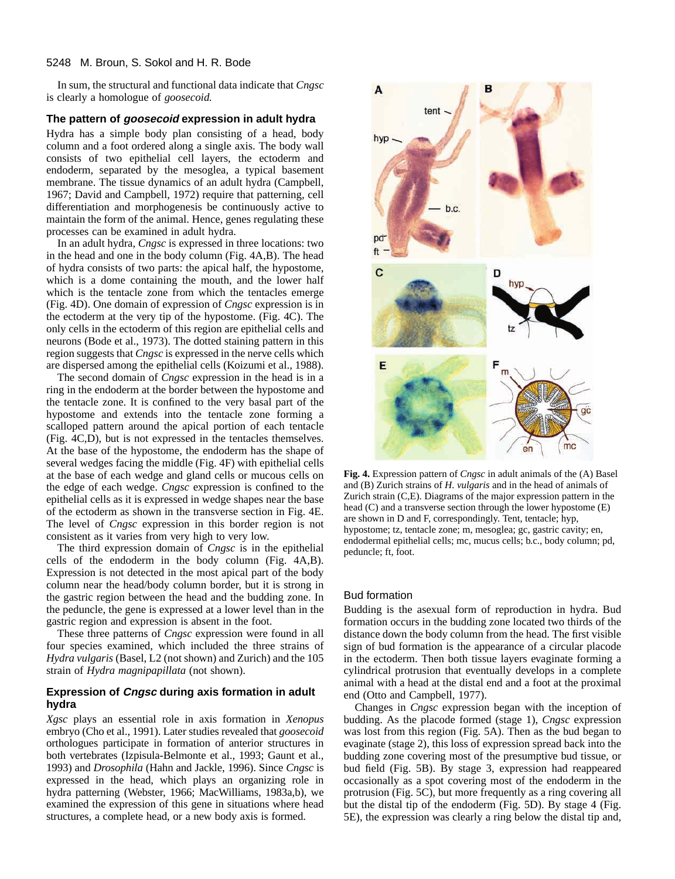In sum, the structural and functional data indicate that *Cngsc* is clearly a homologue of *goosecoid.*

### The pattern of *goosecoid* expression in adult hydra

Hydra has a simple body plan consisting of a head, body column and a foot ordered along a single axis. The body wall consists of two epithelial cell layers, the ectoderm and endoderm, separated by the mesoglea, a typical basement membrane. The tissue dynamics of an adult hydra (Campbell, 1967; David and Campbell, 1972) require that patterning, cell differentiation and morphogenesis be continuously active to maintain the form of the animal. Hence, genes regulating these processes can be examined in adult hydra.

In an adult hydra, *Cngsc* is expressed in three locations: two in the head and one in the body column (Fig. 4A,B). The head of hydra consists of two parts: the apical half, the hypostome, which is a dome containing the mouth, and the lower half which is the tentacle zone from which the tentacles emerge (Fig. 4D). One domain of expression of *Cngsc* expression is in the ectoderm at the very tip of the hypostome. (Fig. 4C). The only cells in the ectoderm of this region are epithelial cells and neurons (Bode et al., 1973). The dotted staining pattern in this region suggests that *Cngsc* is expressed in the nerve cells which are dispersed among the epithelial cells (Koizumi et al., 1988).

The second domain of *Cngsc* expression in the head is in a ring in the endoderm at the border between the hypostome and the tentacle zone. It is confined to the very basal part of the hypostome and extends into the tentacle zone forming a scalloped pattern around the apical portion of each tentacle (Fig. 4C,D), but is not expressed in the tentacles themselves. At the base of the hypostome, the endoderm has the shape of several wedges facing the middle (Fig. 4F) with epithelial cells at the base of each wedge and gland cells or mucous cells on the edge of each wedge. *Cngsc* expression is confined to the epithelial cells as it is expressed in wedge shapes near the base of the ectoderm as shown in the transverse section in Fig. 4E. The level of *Cngsc* expression in this border region is not consistent as it varies from very high to very low.

The third expression domain of *Cngsc* is in the epithelial cells of the endoderm in the body column (Fig. 4A,B). Expression is not detected in the most apical part of the body column near the head/body column border, but it is strong in the gastric region between the head and the budding zone. In the peduncle, the gene is expressed at a lower level than in the gastric region and expression is absent in the foot.

These three patterns of *Cngsc* expression were found in all four species examined, which included the three strains of *Hydra vulgaris* (Basel, L2 (not shown) and Zurich) and the 105 strain of *Hydra magnipapillata* (not shown).

**Fig. 4.** Expression pattern of *Cngsc* in adult animals of the (A) Basel and (B) Zurich strains of *H. vulgaris* and in the head of animals of Zurich strain (C,E). Diagrams of the major expression pattern in the head (C) and a transverse section through the lower hypostome (E) are shown in D and F, correspondingly. Tent, tentacle; hyp, hypostome; tz, tentacle zone; m, mesoglea; gc, gastric cavity; en, endodermal epithelial cells; mc, mucus cells; b.c., body column; pd, peduncle; ft, foot.

### Expression of *Cngsc* during axis formation in adult hydra

*Xgsc* plays an essential role in axis formation in *Xenopus* embryo (Cho et al., 1991). Later studies revealed that *goosecoid* orthologues participate in formation of anterior structures in both vertebrates (Izpisula-Belmonte et al., 1993; Gaunt et al., 1993) and *Drosophila* (Hahn and Jackle, 1996). Since *Cngsc* is expressed in the head, which plays an organizing role in hydra patterning (Webster, 1966; MacWilliams, 1983a,b), we examined the expression of this gene in situations where head structures, a complete head, or a new body axis is formed.

#### Bud formation

Budding is the asexual form of reproduction in hydra. Bud formation occurs in the budding zone located two thirds of the distance down the body column from the head. The first visible sign of bud formation is the appearance of a circular placode in the ectoderm. Then both tissue layers evaginate forming a cylindrical protrusion that eventually develops in a complete animal with a head at the distal end and a foot at the proximal end (Otto and Campbell, 1977).

Changes in *Cngsc* expression began with the inception of budding. As the placode formed (stage 1), *Cngsc* expression was lost from this region (Fig. 5A). Then as the bud began to evaginate (stage 2), this loss of expression spread back into the budding zone covering most of the presumptive bud tissue, or bud field (Fig. 5B). By stage 3, expression had reappeared occasionally as a spot covering most of the endoderm in the protrusion (Fig. 5C), but more frequently as a ring covering all but the distal tip of the endoderm (Fig. 5D). By stage 4 (Fig. 5E), the expression was clearly a ring below the distal tip and,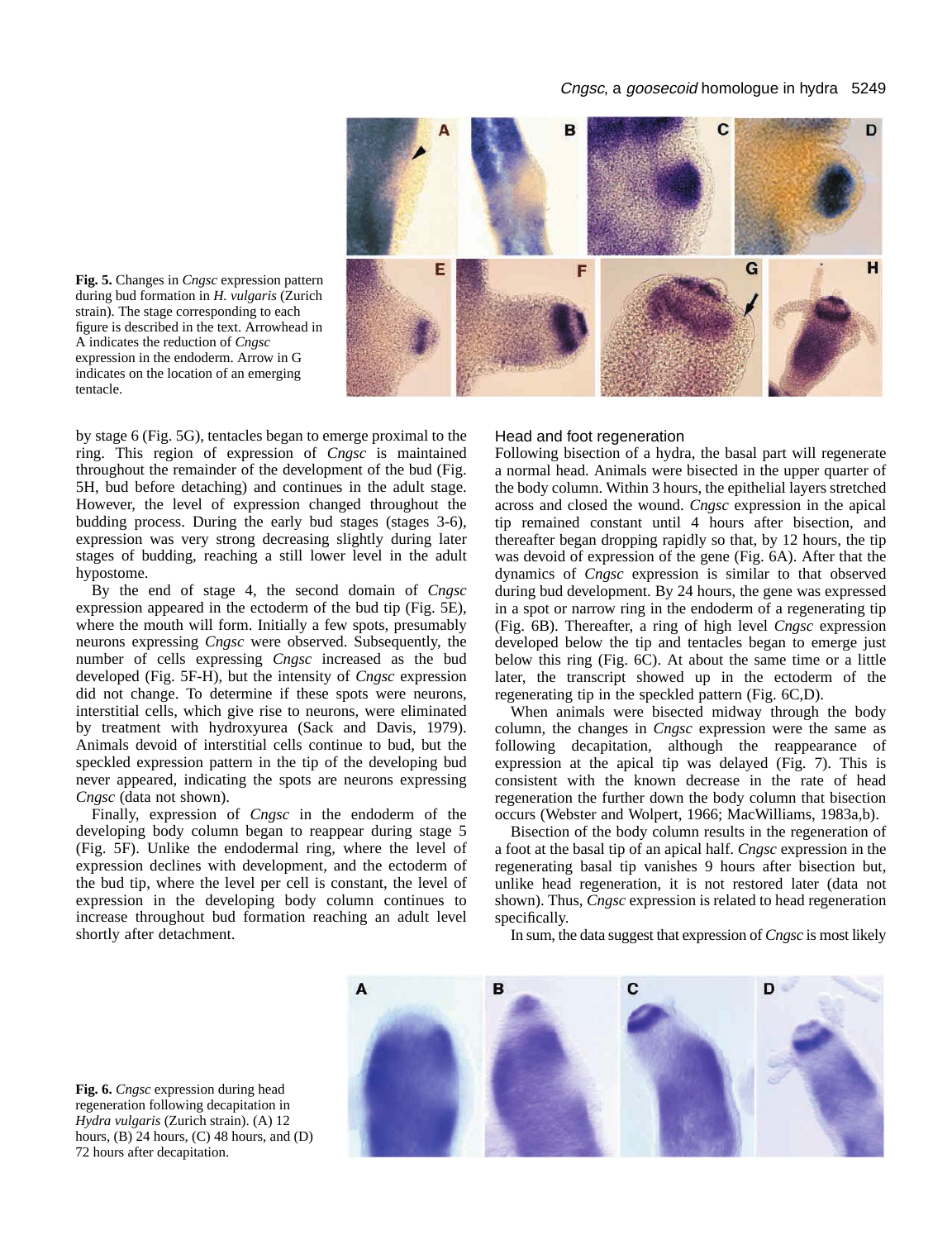Fig. 5. Changes in *Cngsc* expression pattern during bud formation in *H. vulgaris* (Zurich strain). The stage corresponding to each figure is described in the text. Arrowhead in A indicates the reduction of *Cngsc* expression in the endoderm. Arrow in G indicates on the location of an emerging tentacle.

by stage 6 (Fig. 5G), tentacles began to emerge proximal to the ring. This region of expression of *Cngsc* is maintained throughout the remainder of the development of the bud (Fig. 5H, bud before detaching) and continues in the adult stage. However, the level of expression changed throughout the budding process. During the early bud stages (stages 3-6), expression was very strong decreasing slightly during later stages of budding, reaching a still lower level in the adult hypostome.

By the end of stage 4, the second domain of *Cngsc* expression appeared in the ectoderm of the bud tip (Fig. 5E), where the mouth will form. Initially a few spots, presumably neurons expressing *Cngsc* were observed. Subsequently, the number of cells expressing *Cngsc* increased as the bud developed (Fig. 5F-H), but the intensity of *Cngsc* expression did not change. To determine if these spots were neurons, interstitial cells, which give rise to neurons, were eliminated by treatment with hydroxyurea (Sack and Davis, 1979). Animals devoid of interstitial cells continue to bud, but the speckled expression pattern in the tip of the developing bud never appeared, indicating the spots are neurons expressing *Cngsc* (data not shown).

Finally, expression of *Cngsc* in the endoderm of the developing body column began to reappear during stage 5 (Fig. 5F). Unlike the endodermal ring, where the level of expression declines with development, and the ectoderm of the bud tip, where the level per cell is constant, the level of expression in the developing body column continues to increase throughout bud formation reaching an adult level shortly after detachment.

### Head and foot regeneration

Following bisection of a hydra, the basal part will regenerate a normal head. Animals were bisected in the upper quarter of the body column. Within 3 hours, the epithelial layers stretched across and closed the wound. *Cngsc* expression in the apical tip remained constant until 4 hours after bisection, and thereafter began dropping rapidly so that, by 12 hours, the tip was devoid of expression of the gene (Fig. 6A). After that the dynamics of *Cngsc* expression is similar to that observed during bud development. By 24 hours, the gene was expressed in a spot or narrow ring in the endoderm of a regenerating tip (Fig. 6B). Thereafter, a ring of high level *Cngsc* expression developed below the tip and tentacles began to emerge just below this ring (Fig. 6C). At about the same time or a little later, the transcript showed up in the ectoderm of the regenerating tip in the speckled pattern (Fig. 6C,D).

When animals were bisected midway through the body column, the changes in *Cngsc* expression were the same as following decapitation, although the reappearance of expression at the apical tip was delayed (Fig. 7). This is consistent with the known decrease in the rate of head regeneration the further down the body column that bisection occurs (Webster and Wolpert, 1966; MacWilliams, 1983a,b).

Bisection of the body column results in the regeneration of a foot at the basal tip of an apical half. *Cngsc* expression in the regenerating basal tip vanishes 9 hours after bisection but, unlike head regeneration, it is not restored later (data not shown). Thus, *Cngsc* expression is related to head regeneration specifically.

In sum, the data suggest that expression of *Cngsc* is most likely

Fig. 6. *Cngsc* expression during head regeneration following decapitation in *Hydra vulgaris* (Zurich strain). (A) 12 hours, (B) 24 hours, (C) 48 hours, and (D) 72 hours after decapitation.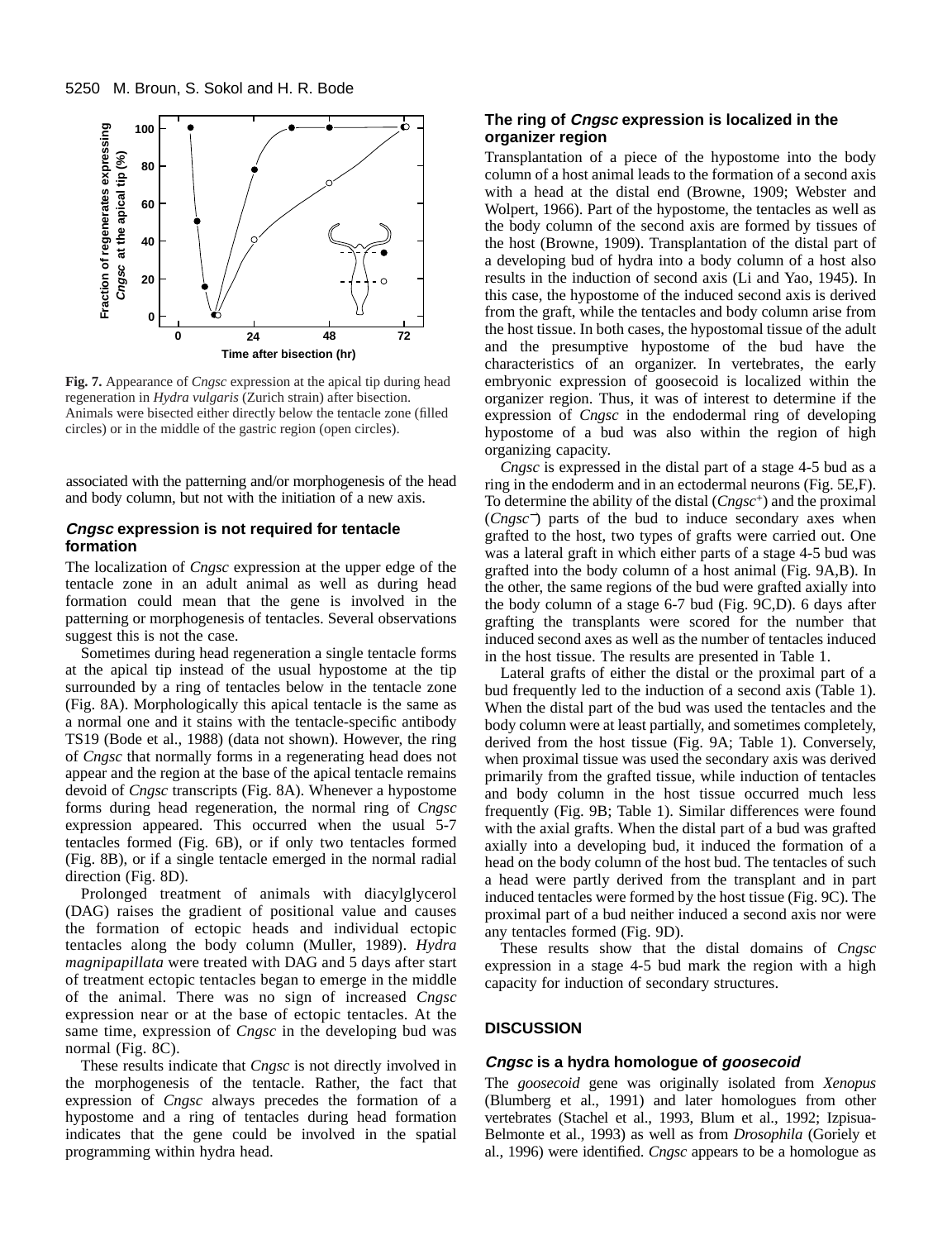**Fig. 7.** Appearance of *Cngsc* expression at the apical tip during head regeneration in *Hydra vulgaris* (Zurich strain) after bisection. Animals were bisected either directly below the tentacle zone (filled circles) or in the middle of the gastric region (open circles).

associated with the patterning and/or morphogenesis of the head and body column, but not with the initiation of a new axis.

### *Cngsc* expression is not required for tentacle formation

The localization of *Cngsc* expression at the upper edge of the tentacle zone in an adult animal as well as during head formation could mean that the gene is involved in the patterning or morphogenesis of tentacles. Several observations suggest this is not the case.

Sometimes during head regeneration a single tentacle forms at the apical tip instead of the usual hypostome at the tip surrounded by a ring of tentacles below in the tentacle zone (Fig. 8A). Morphologically this apical tentacle is the same as a normal one and it stains with the tentacle-specific antibody TS19 (Bode et al., 1988) (data not shown). However, the ring of *Cngsc* that normally forms in a regenerating head does not appear and the region at the base of the apical tentacle remains devoid of *Cngsc* transcripts (Fig. 8A). Whenever a hypostome forms during head regeneration, the normal ring of *Cngsc* expression appeared. This occurred when the usual 5-7 tentacles formed (Fig. 6B), or if only two tentacles formed (Fig. 8B), or if a single tentacle emerged in the normal radial direction (Fig. 8D).

Prolonged treatment of animals with diacylglycerol (DAG) raises the gradient of positional value and causes the formation of ectopic heads and individual ectopic tentacles along the body column (Muller, 1989). *Hydra magnipapillata* were treated with DAG and 5 days after start of treatment ectopic tentacles began to emerge in the middle of the animal. There was no sign of increased *Cngsc* expression near or at the base of ectopic tentacles. At the same time, expression of *Cngsc* in the developing bud was normal (Fig. 8C).

These results indicate that *Cngsc* is not directly involved in the morphogenesis of the tentacle. Rather, the fact that expression of *Cngsc* always precedes the formation of a hypostome and a ring of tentacles during head formation indicates that the gene could be involved in the spatial programming within hydra head.

### The ring of *Cngsc* expression is localized in the organizer region

Transplantation of a piece of the hypostome into the body column of a host animal leads to the formation of a second axis with a head at the distal end (Browne, 1909; Webster and Wolpert, 1966). Part of the hypostome, the tentacles as well as the body column of the second axis are formed by tissues of the host (Browne, 1909). Transplantation of the distal part of a developing bud of hydra into a body column of a host also results in the induction of second axis (Li and Yao, 1945). In this case, the hypostome of the induced second axis is derived from the graft, while the tentacles and body column arise from the host tissue. In both cases, the hypostomal tissue of the adult and the presumptive hypostome of the bud have the characteristics of an organizer. In vertebrates, the early embryonic expression of goosecoid is localized within the organizer region. Thus, it was of interest to determine if the expression of *Cngsc* in the endodermal ring of developing hypostome of a bud was also within the region of high organizing capacity.

*Cngsc* is expressed in the distal part of a stage 4-5 bud as a ring in the endoderm and in an ectodermal neurons (Fig. 5E,F). To determine the ability of the distal (*Cngsc*$^+$) and the proximal (*Cngsc*$^-$) parts of the bud to induce secondary axes when grafted to the host, two types of grafts were carried out. One was a lateral graft in which either parts of a stage 4-5 bud was grafted into the body column of a host animal (Fig. 9A,B). In the other, the same regions of the bud were grafted axially into the body column of a stage 6-7 bud (Fig. 9C,D). 6 days after grafting the transplants were scored for the number that induced second axes as well as the number of tentacles induced in the host tissue. The results are presented in Table 1.

Lateral grafts of either the distal or the proximal part of a bud frequently led to the induction of a second axis (Table 1). When the distal part of the bud was used the tentacles and the body column were at least partially, and sometimes completely, derived from the host tissue (Fig. 9A; Table 1). Conversely, when proximal tissue was used the secondary axis was derived primarily from the grafted tissue, while induction of tentacles and body column in the host tissue occurred much less frequently (Fig. 9B; Table 1). Similar differences were found with the axial grafts. When the distal part of a bud was grafted axially into a developing bud, it induced the formation of a head on the body column of the host bud. The tentacles of such a head were partly derived from the transplant and in part induced tentacles were formed by the host tissue (Fig. 9C). The proximal part of a bud neither induced a second axis nor were any tentacles formed (Fig. 9D).

These results show that the distal domains of *Cngsc* expression in a stage 4-5 bud mark the region with a high capacity for induction of secondary structures.

## DISCUSSION

### *Cngsc* is a hydra homologue of *goosecoid*

The *goosecoid* gene was originally isolated from *Xenopus* (Blumberg et al., 1991) and later homologues from other vertebrates (Stachel et al., 1993, Blum et al., 1992; Izpisua-Belmonte et al., 1993) as well as from *Drosophila* (Goriely et al., 1996) were identified. *Cngsc* appears to be a homologue as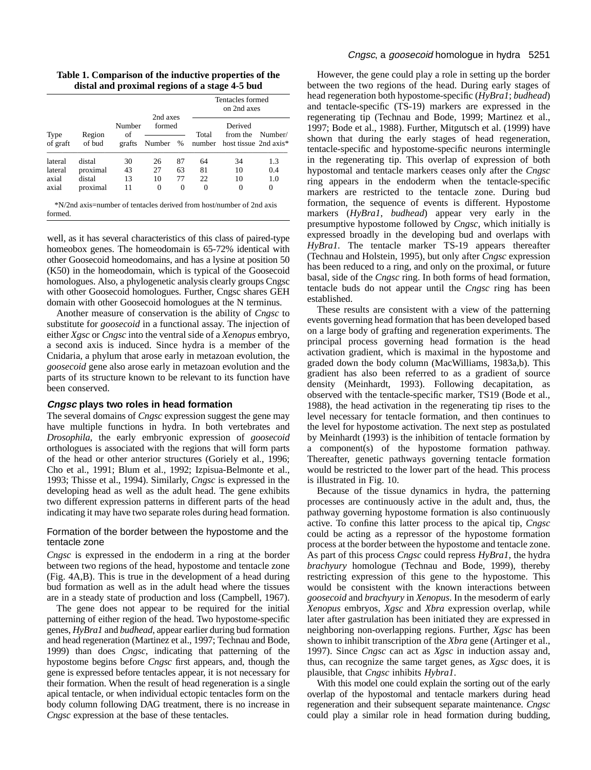**Table 1. Comparison of the inductive properties of the distal and proximal regions of a stage 4-5 bud**

| Type of graft | Region of bud | Number of grafts | 2nd axes formed | | Tentacles formed on 2nd axes | | |
|---|---|---|---|---|---|---|---|
| | | | Number | % | Total number | Derived from the host tissue | Number/ 2nd axis* |
| lateral | distal | 30 | 26 | 87 | 64 | 34 | 1.3 |
| lateral | proximal | 43 | 27 | 63 | 81 | 10 | 0.4 |
| axial | distal | 13 | 10 | 77 | 22 | 10 | 1.0 |
| axial | proximal | 11 | 0 | 0 | 0 | 0 | 0 |

*N/2nd axis=number of tentacles derived from host/number of 2nd axis formed.

well, as it has several characteristics of this class of paired-type homeobox genes. The homeodomain is 65-72% identical with other Goosecoid homeodomains, and has a lysine at position 50 (K50) in the homeodomain, which is typical of the Goosecoid homologues. Also, a phylogenetic analysis clearly groups Cngsc with other Goosecoid homologues. Further, Cngsc shares GEH domain with other Goosecoid homologues at the N terminus.

Another measure of conservation is the ability of *Cngsc* to substitute for *goosecoid* in a functional assay. The injection of either *Xgsc* or *Cngsc* into the ventral side of a *Xenopus* embryo, a second axis is induced. Since hydra is a member of the Cnidaria, a phylum that arose early in metazoan evolution, the *goosecoid* gene also arose early in metazoan evolution and the parts of its structure known to be relevant to its function have been conserved.

## *Cngsc* plays two roles in head formation

The several domains of *Cngsc* expression suggest the gene may have multiple functions in hydra. In both vertebrates and *Drosophila*, the early embryonic expression of *goosecoid* orthologues is associated with the regions that will form parts of the head or other anterior structures (Goriely et al., 1996; Cho et al., 1991; Blum et al., 1992; Izpisua-Belmonte et al., 1993; Thisse et al., 1994). Similarly, *Cngsc* is expressed in the developing head as well as the adult head. The gene exhibits two different expression patterns in different parts of the head indicating it may have two separate roles during head formation.

### Formation of the border between the hypostome and the tentacle zone

*Cngsc* is expressed in the endoderm in a ring at the border between two regions of the head, hypostome and tentacle zone (Fig. 4A,B). This is true in the development of a head during bud formation as well as in the adult head where the tissues are in a steady state of production and loss (Campbell, 1967).

The gene does not appear to be required for the initial patterning of either region of the head. Two hypostome-specific genes, *HyBra1* and *budhead*, appear earlier during bud formation and head regeneration (Martinez et al., 1997; Technau and Bode, 1999) than does *Cngsc*, indicating that patterning of the hypostome begins before *Cngsc* first appears, and, though the gene is expressed before tentacles appear, it is not necessary for their formation. When the result of head regeneration is a single apical tentacle, or when individual ectopic tentacles form on the body column following DAG treatment, there is no increase in *Cngsc* expression at the base of these tentacles.

However, the gene could play a role in setting up the border between the two regions of the head. During early stages of head regeneration both hypostome-specific (*HyBra1*; *budhead*) and tentacle-specific (TS-19) markers are expressed in the regenerating tip (Technau and Bode, 1999; Martinez et al., 1997; Bode et al., 1988). Further, Mitgutsch et al. (1999) have shown that during the early stages of head regeneration, tentacle-specific and hypostome-specific neurons intermingle in the regenerating tip. This overlap of expression of both hypostomal and tentacle markers ceases only after the *Cngsc* ring appears in the endoderm when the tentacle-specific markers are restricted to the tentacle zone. During bud formation, the sequence of events is different. Hypostome markers (*HyBra1*, *budhead*) appear very early in the presumptive hypostome followed by *Cngsc*, which initially is expressed broadly in the developing bud and overlaps with *HyBra1*. The tentacle marker TS-19 appears thereafter (Technau and Holstein, 1995), but only after *Cngsc* expression has been reduced to a ring, and only on the proximal, or future basal, side of the *Cngsc* ring. In both forms of head formation, tentacle buds do not appear until the *Cngsc* ring has been established.

These results are consistent with a view of the patterning events governing head formation that has been developed based on a large body of grafting and regeneration experiments. The principal process governing head formation is the head activation gradient, which is maximal in the hypostome and graded down the body column (MacWilliams, 1983a,b). This gradient has also been referred to as a gradient of source density (Meinhardt, 1993). Following decapitation, as observed with the tentacle-specific marker, TS19 (Bode et al., 1988), the head activation in the regenerating tip rises to the level necessary for tentacle formation, and then continues to the level for hypostome activation. The next step as postulated by Meinhardt (1993) is the inhibition of tentacle formation by a component(s) of the hypostome formation pathway. Thereafter, genetic pathways governing tentacle formation would be restricted to the lower part of the head. This process is illustrated in Fig. 10.

Because of the tissue dynamics in hydra, the patterning processes are continuously active in the adult and, thus, the pathway governing hypostome formation is also continuously active. To confine this latter process to the apical tip, *Cngsc* could be acting as a repressor of the hypostome formation process at the border between the hypostome and tentacle zone. As part of this process *Cngsc* could repress *HyBra1*, the hydra *brachyury* homologue (Technau and Bode, 1999), thereby restricting expression of this gene to the hypostome. This would be consistent with the known interactions between *goosecoid* and *brachyury* in *Xenopus*. In the mesoderm of early *Xenopus* embryos, *Xgsc* and *Xbra* expression overlap, while later after gastrulation has been initiated they are expressed in neighboring non-overlapping regions. Further, *Xgsc* has been shown to inhibit transcription of the *Xbra* gene (Artinger et al., 1997). Since *Cngsc* can act as *Xgsc* in induction assay and, thus, can recognize the same target genes, as *Xgsc* does, it is plausible, that *Cngsc* inhibits *Hybra1*.

With this model one could explain the sorting out of the early overlap of the hypostomal and tentacle markers during head regeneration and their subsequent separate maintenance. *Cngsc* could play a similar role in head formation during budding,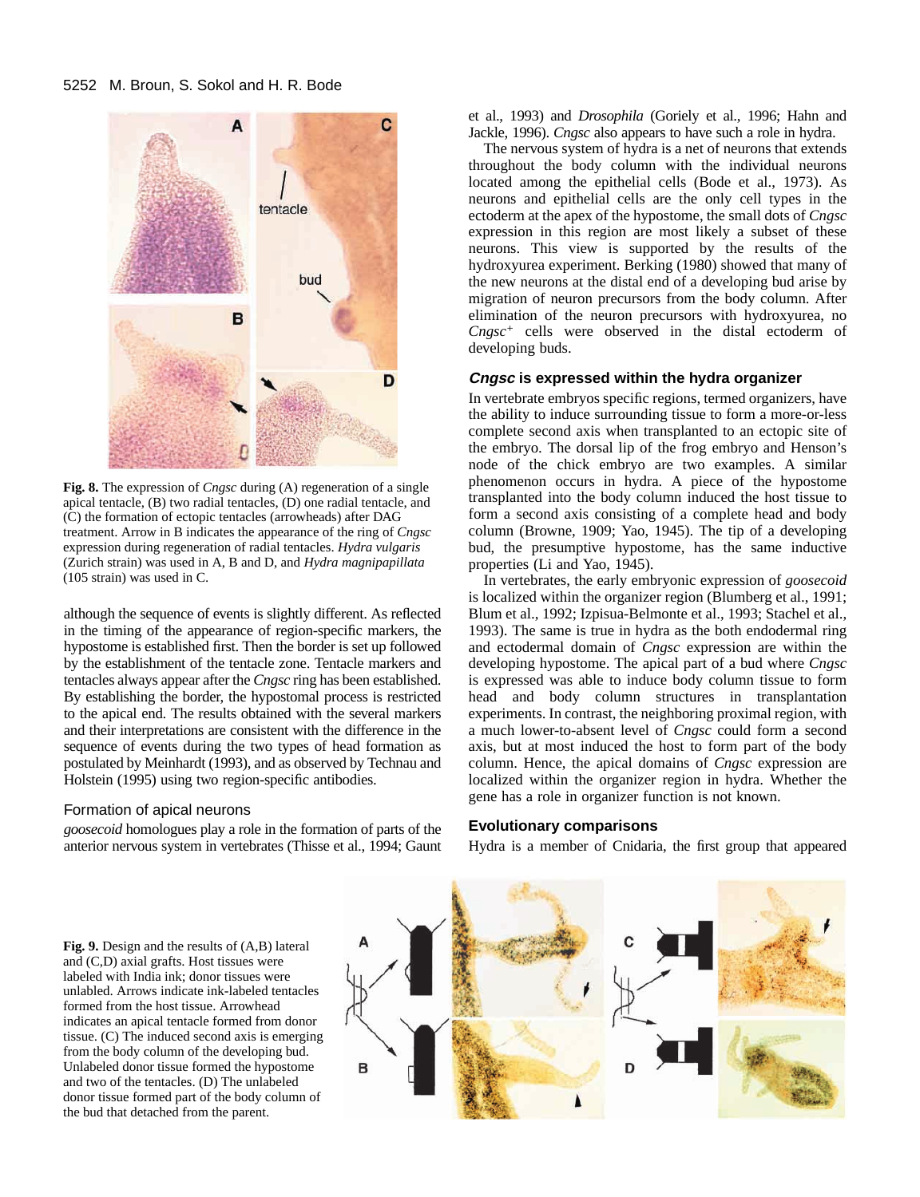**Fig. 8.** The expression of *Cngsc* during (A) regeneration of a single apical tentacle, (B) two radial tentacles, (D) one radial tentacle, and (C) the formation of ectopic tentacles (arrowheads) after DAG treatment. Arrow in B indicates the appearance of the ring of *Cngsc* expression during regeneration of radial tentacles. *Hydra vulgaris* (Zurich strain) was used in A, B and D, and *Hydra magnipapillata* (105 strain) was used in C.

although the sequence of events is slightly different. As reflected in the timing of the appearance of region-specific markers, the hypostome is established first. Then the border is set up followed by the establishment of the tentacle zone. Tentacle markers and tentacles always appear after the *Cngsc* ring has been established. By establishing the border, the hypostomal process is restricted to the apical end. The results obtained with the several markers and their interpretations are consistent with the difference in the sequence of events during the two types of head formation as postulated by Meinhardt (1993), and as observed by Technau and Holstein (1995) using two region-specific antibodies.

### Formation of apical neurons

*goosecoid* homologues play a role in the formation of parts of the anterior nervous system in vertebrates (Thisse et al., 1994; Gaunt et al., 1993) and *Drosophila* (Goriely et al., 1996; Hahn and Jackle, 1996). *Cngsc* also appears to have such a role in hydra.

The nervous system of hydra is a net of neurons that extends throughout the body column with the individual neurons located among the epithelial cells (Bode et al., 1973). As neurons and epithelial cells are the only cell types in the ectoderm at the apex of the hypostome, the small dots of *Cngsc* expression in this region are most likely a subset of these neurons. This view is supported by the results of the hydroxyurea experiment. Berking (1980) showed that many of the new neurons at the distal end of a developing bud arise by migration of neuron precursors from the body column. After elimination of the neuron precursors with hydroxyurea, no *Cngsc*[+] cells were observed in the distal ectoderm of developing buds.

### *Cngsc* is expressed within the hydra organizer

In vertebrate embryos specific regions, termed organizers, have the ability to induce surrounding tissue to form a more-or-less complete second axis when transplanted to an ectopic site of the embryo. The dorsal lip of the frog embryo and Henson's node of the chick embryo are two examples. A similar phenomenon occurs in hydra. A piece of the hypostome transplanted into the body column induced the host tissue to form a second axis consisting of a complete head and body column (Browne, 1909; Yao, 1945). The tip of a developing bud, the presumptive hypostome, has the same inductive properties (Li and Yao, 1945).

In vertebrates, the early embryonic expression of *goosecoid* is localized within the organizer region (Blumberg et al., 1991; Blum et al., 1992; Izpisua-Belmonte et al., 1993; Stachel et al., 1993). The same is true in hydra as the both endodermal ring and ectodermal domain of *Cngsc* expression are within the developing hypostome. The apical part of a bud where *Cngsc* is expressed was able to induce body column tissue to form head and body column structures in transplantation experiments. In contrast, the neighboring proximal region, with a much lower-to-absent level of *Cngsc* could form a second axis, but at most induced the host to form part of the body column. Hence, the apical domains of *Cngsc* expression are localized within the organizer region in hydra. Whether the gene has a role in organizer function is not known.

### Evolutionary comparisons

Hydra is a member of Cnidaria, the first group that appeared

**Fig. 9.** Design and the results of (A,B) lateral and (C,D) axial grafts. Host tissues were labeled with India ink; donor tissues were unlabeled. Arrows indicate ink-labeled tentacles formed from the host tissue. Arrowhead indicates an apical tentacle formed from donor tissue. (C) The induced second axis is emerging from the body column of the developing bud. Unlabeled donor tissue formed the hypostome and two of the tentacles. (D) The unlabeled donor tissue formed part of the body column of the bud that detached from the parent.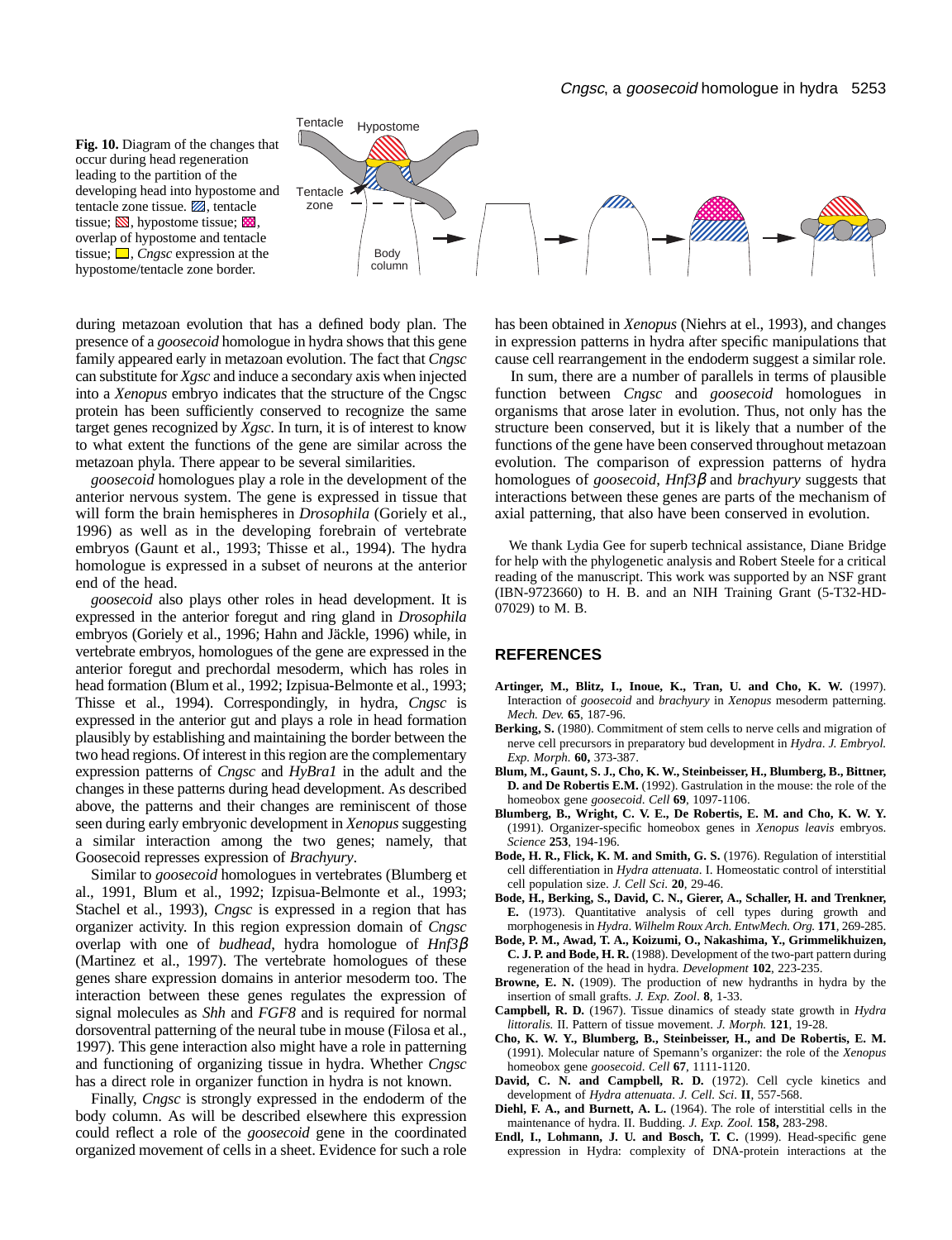**Fig. 10.** Diagram of the changes that occur during head regeneration leading to the partition of the developing head into hypostome and tentacle zone tissue. ▨, tentacle tissue; ▨, hypostome tissue; ▨, overlap of hypostome and tentacle tissue; □, *Cngsc* expression at the hypostome/tentacle zone border.

during metazoan evolution that has a defined body plan. The presence of a *goosecoid* homologue in hydra shows that this gene family appeared early in metazoan evolution. The fact that *Cngsc* can substitute for *Xgsc* and induce a secondary axis when injected into a *Xenopus* embryo indicates that the structure of the Cngsc protein has been sufficiently conserved to recognize the same target genes recognized by *Xgsc*. In turn, it is of interest to know to what extent the functions of the gene are similar across the metazoan phyla. There appear to be several similarities.

*goosecoid* homologues play a role in the development of the anterior nervous system. The gene is expressed in tissue that will form the brain hemispheres in *Drosophila* (Goriely et al., 1996) as well as in the developing forebrain of vertebrate embryos (Gaunt et al., 1993; Thisse et al., 1994). The hydra homologue is expressed in a subset of neurons at the anterior end of the head.

*goosecoid* also plays other roles in head development. It is expressed in the anterior foregut and ring gland in *Drosophila* embryos (Goriely et al., 1996; Hahn and Jäckle, 1996) while, in vertebrate embryos, homologues of the gene are expressed in the anterior foregut and prechordal mesoderm, which has roles in head formation (Blum et al., 1992; Izpisua-Belmonte et al., 1993; Thisse et al., 1994). Correspondingly, in hydra, *Cngsc* is expressed in the anterior gut and plays a role in head formation plausibly by establishing and maintaining the border between the two head regions. Of interest in this region are the complementary expression patterns of *Cngsc* and *HyBra1* in the adult and the changes in these patterns during head development. As described above, the patterns and their changes are reminiscent of those seen during early embryonic development in *Xenopus* suggesting a similar interaction among the two genes; namely, that Goosecoid represses expression of *Brachyury*.

Similar to *goosecoid* homologues in vertebrates (Blumberg et al., 1991, Blum et al., 1992; Izpisua-Belmonte et al., 1993; Stachel et al., 1993), *Cngsc* is expressed in a region that has organizer activity. In this region expression domain of *Cngsc* overlap with one of *budhead*, hydra homologue of *Hnf3β* (Martinez et al., 1997). The vertebrate homologues of these genes share expression domains in anterior mesoderm too. The interaction between these genes regulates the expression of signal molecules as *Shh* and *FGF8* and is required for normal dorsoventral patterning of the neural tube in mouse (Filosa et al., 1997). This gene interaction also might have a role in patterning and functioning of organizing tissue in hydra. Whether *Cngsc* has a direct role in organizer function in hydra is not known.

Finally, *Cngsc* is strongly expressed in the endoderm of the body column. As will be described elsewhere this expression could reflect a role of the *goosecoid* gene in the coordinated organized movement of cells in a sheet. Evidence for such a role has been obtained in *Xenopus* (Niehrs at el., 1993), and changes in expression patterns in hydra after specific manipulations that cause cell rearrangement in the endoderm suggest a similar role.

In sum, there are a number of parallels in terms of plausible function between *Cngsc* and *goosecoid* homologues in organisms that arose later in evolution. Thus, not only has the structure been conserved, but it is likely that a number of the functions of the gene have been conserved throughout metazoan evolution. The comparison of expression patterns of hydra homologues of *goosecoid*, *Hnf3β* and *brachyury* suggests that interactions between these genes are parts of the mechanism of axial patterning, that also have been conserved in evolution.

We thank Lydia Gee for superb technical assistance, Diane Bridge for help with the phylogenetic analysis and Robert Steele for a critical reading of the manuscript. This work was supported by an NSF grant (IBN-9723660) to H. B. and an NIH Training Grant (5-T32-HD-07029) to M. B.

## REFERENCES

**Artinger, M., Blitz, I., Inoue, K., Tran, U. and Cho, K. W.** (1997). Interaction of *goosecoid* and *brachyury* in *Xenopus* mesoderm patterning. *Mech. Dev.* **65**, 187-96.

**Berking, S.** (1980). Commitment of stem cells to nerve cells and migration of nerve cell precursors in preparatory bud development in *Hydra*. *J. Embryol. Exp. Morph.* **60,** 373-387.

**Blum, M., Gaunt, S. J., Cho, K. W., Steinbeisser, H., Blumberg, B., Bittner, D. and De Robertis E.M.** (1992). Gastrulation in the mouse: the role of the homeobox gene *goosecoid*. *Cell* **69**, 1097-1106.

**Blumberg, B., Wright, C. V. E., De Robertis, E. M. and Cho, K. W. Y.** (1991). Organizer-specific homeobox genes in *Xenopus leavis* embryos. *Science* **253**, 194-196.

**Bode, H. R., Flick, K. M. and Smith, G. S.** (1976). Regulation of interstitial cell differentiation in *Hydra attenuata*. I. Homeostatic control of interstitial cell population size. *J. Cell Sci.* **20**, 29-46.

**Bode, H., Berking, S., David, C. N., Gierer, A., Schaller, H. and Trenkner, E.** (1973). Quantitative analysis of cell types during growth and morphogenesis in *Hydra*. *Wilhelm Roux Arch. EntwMech. Org.* **171**, 269-285.

**Bode, P. M., Awad, T. A., Koizumi, O., Nakashima, Y., Grimmelikhuizen, C. J. P. and Bode, H. R.** (1988). Development of the two-part pattern during regeneration of the head in hydra. *Development* **102**, 223-235.

**Browne, E. N.** (1909). The production of new hydranths in hydra by the insertion of small grafts. *J. Exp. Zool*. **8**, 1-33.

**Campbell, R. D.** (1967). Tissue dinamics of steady state growth in *Hydra littoralis.* II. Pattern of tissue movement. *J. Morph.* **121**, 19-28.

**Cho, K. W. Y., Blumberg, B., Steinbeisser, H., and De Robertis, E. M.** (1991). Molecular nature of Spemann's organizer: the role of the *Xenopus* homeobox gene *goosecoid*. *Cell* **67**, 1111-1120.

**David, C. N. and Campbell, R. D.** (1972). Cell cycle kinetics and development of *Hydra attenuata*. *J. Cell. Sci*. **II**, 557-568.

**Diehl, F. A., and Burnett, A. L.** (1964). The role of interstitial cells in the maintenance of hydra. II. Budding. *J. Exp. Zool.* **158,** 283-298.

**Endl, I., Lohmann, J. U. and Bosch, T. C.** (1999). Head-specific gene expression in Hydra: complexity of DNA-protein interactions at the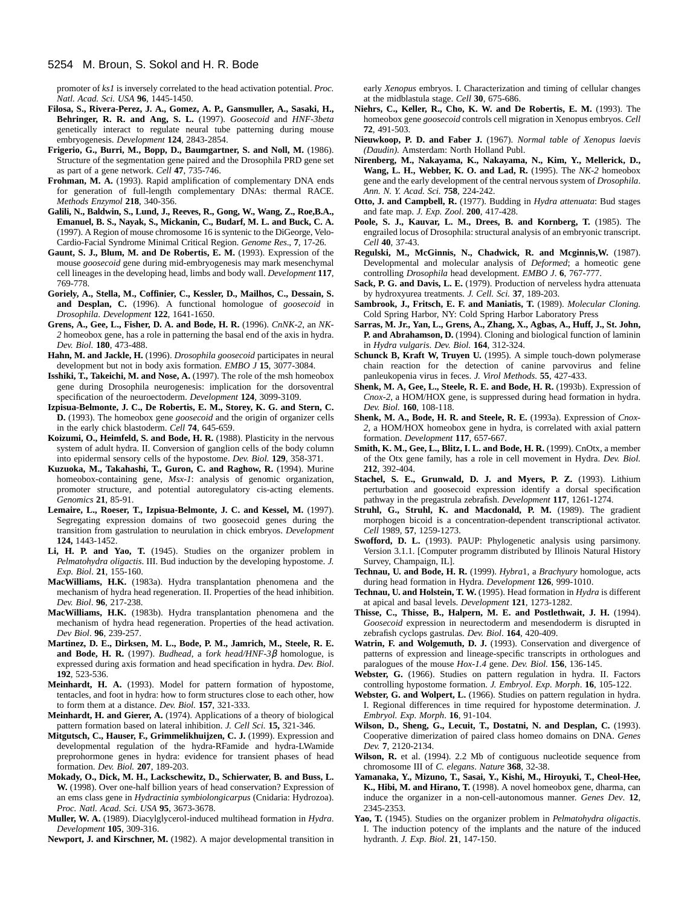promoter of *ks1* is inversely correlated to the head activation potential. *Proc. Natl. Acad. Sci. USA* **96**, 1445-1450.

**Filosa, S., Rivera-Perez, J. A., Gomez, A. P., Gansmuller, A., Sasaki, H., Behringer, R. R. and Ang, S. L.** (1997). *Goosecoid* and *HNF-3beta* genetically interact to regulate neural tube patterning during mouse embryogenesis. *Development* **124**, 2843-2854.

**Frigerio, G., Burri, M., Bopp, D., Baumgartner, S. and Noll, M.** (1986). Structure of the segmentation gene paired and the Drosophila PRD gene set as part of a gene network. *Cell* **47**, 735-746.

**Frohman, M. A.** (1993). Rapid amplification of complementary DNA ends for generation of full-length complementary DNAs: thermal RACE. *Methods Enzymol* **218**, 340-356.

**Galili, N., Baldwin, S., Lund, J., Reeves, R., Gong, W., Wang, Z., Roe,B.A., Emanuel, B. S., Nayak, S., Mickanin, C., Budarf, M. L. and Buck, C. A.** (1997). A Region of mouse chromosome 16 is syntenic to the DiGeorge, Velo-Cardio-Facial Syndrome Minimal Critical Region. *Genome Res*., **7**, 17-26.

**Gaunt, S. J., Blum, M. and De Robertis, E. M.** (1993). Expression of the mouse *goosecoid* gene during mid-embryogenesis may mark mesenchymal cell lineages in the developing head, limbs and body wall. *Development* **117**, 769-778.

**Goriely, A., Stella, M., Coffinier, C., Kessler, D., Mailhos, C., Dessain, S. and Desplan, C.** (1996). A functional homologue of *goosecoid* in *Drosophila*. *Development* **122**, 1641-1650.

**Grens, A., Gee, L., Fisher, D. A. and Bode, H. R.** (1996). *CnNK-2*, an *NK-2* homeobox gene, has a role in patterning the basal end of the axis in hydra. *Dev. Biol.* **180**, 473-488.

**Hahn, M. and Jackle, H.** (1996). *Drosophila goosecoid* participates in neural development but not in body axis formation. *EMBO J* **15**, 3077-3084.

**Isshiki, T., Takeichi, M. and Nose, A.** (1997). The role of the msh homeobox gene during Drosophila neurogenesis: implication for the dorsoventral specification of the neuroectoderm. *Development* **124**, 3099-3109.

**Izpisua-Belmonte, J. C., De Robertis, E. M., Storey, K. G. and Stern, C. D.** (1993). The homeobox gene *goosecoid* and the origin of organizer cells in the early chick blastoderm. *Cell* **74**, 645-659.

**Koizumi, O., Heimfeld, S. and Bode, H. R.** (1988). Plasticity in the nervous system of adult hydra. II. Conversion of ganglion cells of the body column into epidermal sensory cells of the hypostome. *Dev. Biol.* **129**, 358-371.

**Kuzuoka, M., Takahashi, T., Guron, C. and Raghow, R.** (1994). Murine homeobox-containing gene, *Msx-1*: analysis of genomic organization, promoter structure, and potential autoregulatory cis-acting elements. *Genomics* **21**, 85-91.

**Lemaire, L., Roeser, T., Izpisua-Belmonte, J. C. and Kessel, M.** (1997). Segregating expression domains of two goosecoid genes during the transition from gastrulation to neurulation in chick embryos. *Development* **124,** 1443-1452.

**Li, H. P. and Yao, T.** (1945). Studies on the organizer problem in *Pelmatohydra oligactis*. III. Bud induction by the developing hypostome. *J. Exp. Biol*. **21**, 155-160.

**MacWilliams, H.K.** (1983a). Hydra transplantation phenomena and the mechanism of hydra head regeneration. II. Properties of the head inhibition. *Dev. Biol*. **96**, 217-238.

**MacWilliams, H.K.** (1983b). Hydra transplantation phenomena and the mechanism of hydra head regeneration. Properties of the head activation. *Dev Biol*. **96**, 239-257.

**Martinez, D. E., Dirksen, M. L., Bode, P. M., Jamrich, M., Steele, R. E. and Bode, H. R.** (1997). *Budhead*, a f*ork head/HNF-3β* homologue, is expressed during axis formation and head specification in hydra. *Dev. Biol*. **192**, 523-536.

**Meinhardt, H. A.** (1993). Model for pattern formation of hypostome, tentacles, and foot in hydra: how to form structures close to each other, how to form them at a distance. *Dev. Biol.* **157**, 321-333.

**Meinhardt, H. and Gierer, A.** (1974). Applications of a theory of biological pattern formation based on lateral inhibition. *J. Cell Sci.* **15,** 321-346.

**Mitgutsch, C., Hauser, F., Grimmelikhuijzen, C. J.** (1999). Expression and developmental regulation of the hydra-RFamide and hydra-LWamide preprohormone genes in hydra: evidence for transient phases of head formation. *Dev. Biol.* **207**, 189-203.

**Mokady, O., Dick, M. H., Lackschewitz, D., Schierwater, B. and Buss, L. W.** (1998). Over one-half billion years of head conservation? Expression of an ems class gene in *Hydractinia symbiolongicarpus* (Cnidaria: Hydrozoa). *Proc. Natl. Acad. Sci. USA* **95**, 3673-3678.

**Muller, W. A.** (1989). Diacylglycerol-induced multihead formation in *Hydra*. *Development* **105**, 309-316.

**Newport, J. and Kirschner, M.** (1982). A major developmental transition in early *Xenopus* embryos. I. Characterization and timing of cellular changes at the midblastula stage. *Cell* **30**, 675-686.

**Niehrs, C., Keller, R., Cho, K. W. and De Robertis, E. M.** (1993). The homeobox gene *goosecoid* controls cell migration in Xenopus embryos. *Cell* **72**, 491-503.

**Nieuwkoop, P. D. and Faber J.** (1967). *Normal table of Xenopus laevis (Daudin)*. Amsterdam: North Holland Publ.

**Nirenberg, M., Nakayama, K., Nakayama, N., Kim, Y., Mellerick, D., Wang, L. H., Webber, K. O. and Lad, R.** (1995). The *NK-2* homeobox gene and the early development of the central nervous system of *Drosophila*. *Ann. N. Y. Acad. Sci.* **758**, 224-242.

**Otto, J. and Campbell, R.** (1977). Budding in *Hydra attenuata*: Bud stages and fate map. *J. Exp. Zool*. **200**, 417-428.

**Poole, S. J., Kauvar, L. M., Drees, B. and Kornberg, T.** (1985). The engrailed locus of Drosophila: structural analysis of an embryonic transcript. *Cell* **40**, 37-43.

**Regulski, M., McGinnis, N., Chadwick, R. and Mcginnis,W.** (1987). Developmental and molecular analysis of *Deformed*; a homeotic gene controlling *Drosophila* head development. *EMBO J*. **6**, 767-777.

**Sack, P. G. and Davis, L. E.** (1979). Production of nerveless hydra attenuata by hydroxyurea treatments. *J. Cell. Sci.* **37**, 189-203.

**Sambrook, J., Fritsch, E. F. and Maniatis, T.** (1989). *Molecular Cloning.* Cold Spring Harbor, NY: Cold Spring Harbor Laboratory Press

**Sarras, M. Jr., Yan, L., Grens, A., Zhang, X., Agbas, A., Huff, J., St. John, P. and Abrahamson, D.** (1994). Cloning and biological function of laminin in *Hydra vulgaris*. *Dev. Biol.* **164**, 312-324.

**Schunck B, Kraft W, Truyen U.** (1995). A simple touch-down polymerase chain reaction for the detection of canine parvovirus and feline panleukopenia virus in feces. *J. Virol Methods.* **55**, 427-433.

**Shenk, M. A, Gee, L., Steele, R. E. and Bode, H. R.** (1993b). Expression of *Cnox-2*, a HOM/HOX gene, is suppressed during head formation in hydra. *Dev. Biol.* **160**, 108-118.

**Shenk, M. A., Bode, H. R. and Steele, R. E.** (1993a). Expression of *Cnox-2*, a HOM/HOX homeobox gene in hydra, is correlated with axial pattern formation. *Development* **117**, 657-667.

**Smith, K. M., Gee, L., Blitz, I. L. and Bode, H. R.** (1999). CnOtx, a member of the Otx gene family, has a role in cell movement in Hydra. *Dev. Biol.* **212**, 392-404.

**Stachel, S. E., Grunwald, D. J. and Myers, P. Z.** (1993). Lithium perturbation and goosecoid expression identify a dorsal specification pathway in the pregastrula zebrafish. *Development* **117**, 1261-1274.

**Struhl, G., Struhl, K. and Macdonald, P. M.** (1989). The gradient morphogen bicoid is a concentration-dependent transcriptional activator. *Cell* 1989, **57**, 1259-1273.

**Swofford, D. L.** (1993). PAUP: Phylogenetic analysis using parsimony. Version 3.1.1. [Computer programm distributed by Illinois Natural History Survey, Champaign, IL].

**Technau, U. and Bode, H. R.** (1999). *Hybra*1, a *Brachyury* homologue, acts during head formation in Hydra. *Development* **126**, 999-1010.

**Technau, U. and Holstein, T. W.** (1995). Head formation in *Hydra* is different at apical and basal levels. *Development* **121**, 1273-1282.

**Thisse, C., Thisse, B., Halpern, M. E. and Postlethwait, J. H.** (1994). *Goosecoid* expression in neurectoderm and mesendoderm is disrupted in zebrafish cyclops gastrulas. *Dev. Biol.* **164**, 420-409.

**Watrin, F. and Wolgemuth, D. J.** (1993). Conservation and divergence of patterns of expression and lineage-specific transcripts in orthologues and paralogues of the mouse *Hox-1.4* gene. *Dev. Biol.* **156**, 136-145.

**Webster, G.** (1966). Studies on pattern regulation in hydra. II. Factors controlling hypostome formation. *J. Embryol. Exp. Morph*. **16**, 105-122.

**Webster, G. and Wolpert, L.** (1966). Studies on pattern regulation in hydra. I. Regional differences in time required for hypostome determination. *J. Embryol. Exp. Morph*. **16**, 91-104.

**Wilson, D., Sheng, G., Lecuit, T., Dostatni, N. and Desplan, C.** (1993). Cooperative dimerization of paired class homeo domains on DNA. *Genes Dev.* **7**, 2120-2134.

**Wilson, R.** et al. (1994). 2.2 Mb of contiguous nucleotide sequence from chromosome III of *C. elegans*. *Nature* **368**, 32-38.

**Yamanaka, Y., Mizuno, T., Sasai, Y., Kishi, M., Hiroyuki, T., Cheol-Hee, K., Hibi, M. and Hirano, T.** (1998). A novel homeobox gene, dharma, can induce the organizer in a non-cell-autonomous manner. *Genes Dev*. **12**, 2345-2353.

**Yao, T.** (1945). Studies on the organizer problem in *Pelmatohydra oligactis*. I. The induction potency of the implants and the nature of the induced hydranth. *J. Exp. Biol.* **21**, 147-150.